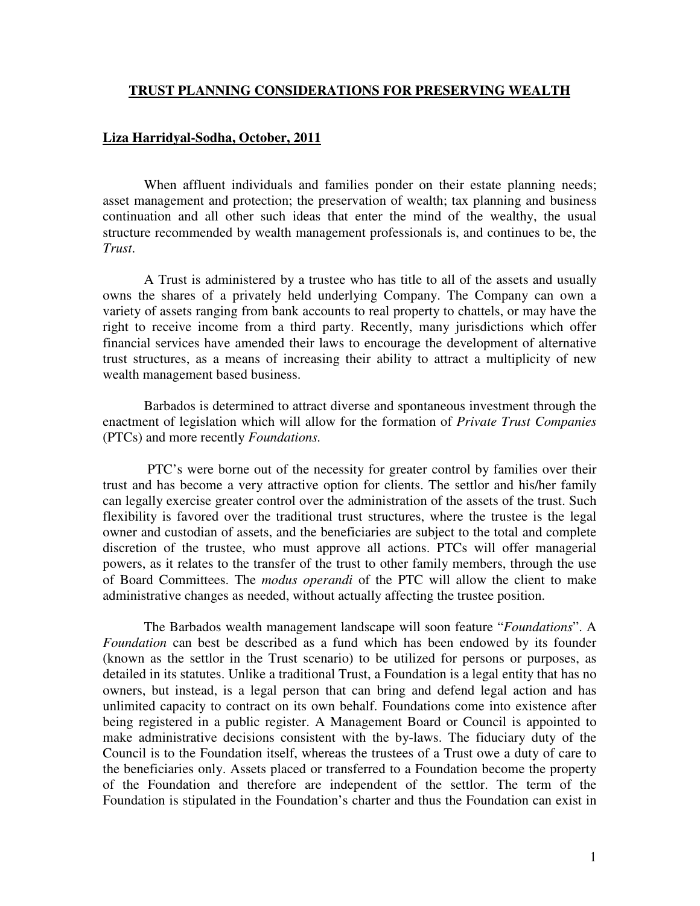# TRUST PLANNING CONSIDERATIONS FOR PRESERVING WEALTH

**Liza Harridyal-Sodha, October, 2011**

When affluent individuals and families ponder on their estate planning needs; asset management and protection; the preservation of wealth; tax planning and business continuation and all other such ideas that enter the mind of the wealthy, the usual structure recommended by wealth management professionals is, and continues to be, the *Trust*.

A Trust is administered by a trustee who has title to all of the assets and usually owns the shares of a privately held underlying Company. The Company can own a variety of assets ranging from bank accounts to real property to chattels, or may have the right to receive income from a third party. Recently, many jurisdictions which offer financial services have amended their laws to encourage the development of alternative trust structures, as a means of increasing their ability to attract a multiplicity of new wealth management based business.

Barbados is determined to attract diverse and spontaneous investment through the enactment of legislation which will allow for the formation of *Private Trust Companies* (PTCs) and more recently *Foundations.*

PTC's were borne out of the necessity for greater control by families over their trust and has become a very attractive option for clients. The settlor and his/her family can legally exercise greater control over the administration of the assets of the trust. Such flexibility is favored over the traditional trust structures, where the trustee is the legal owner and custodian of assets, and the beneficiaries are subject to the total and complete discretion of the trustee, who must approve all actions. PTCs will offer managerial powers, as it relates to the transfer of the trust to other family members, through the use of Board Committees. The *modus operandi* of the PTC will allow the client to make administrative changes as needed, without actually affecting the trustee position.

The Barbados wealth management landscape will soon feature "*Foundations*". A *Foundation* can best be described as a fund which has been endowed by its founder (known as the settlor in the Trust scenario) to be utilized for persons or purposes, as detailed in its statutes. Unlike a traditional Trust, a Foundation is a legal entity that has no owners, but instead, is a legal person that can bring and defend legal action and has unlimited capacity to contract on its own behalf. Foundations come into existence after being registered in a public register. A Management Board or Council is appointed to make administrative decisions consistent with the by-laws. The fiduciary duty of the Council is to the Foundation itself, whereas the trustees of a Trust owe a duty of care to the beneficiaries only. Assets placed or transferred to a Foundation become the property of the Foundation and therefore are independent of the settlor. The term of the Foundation is stipulated in the Foundation's charter and thus the Foundation can exist in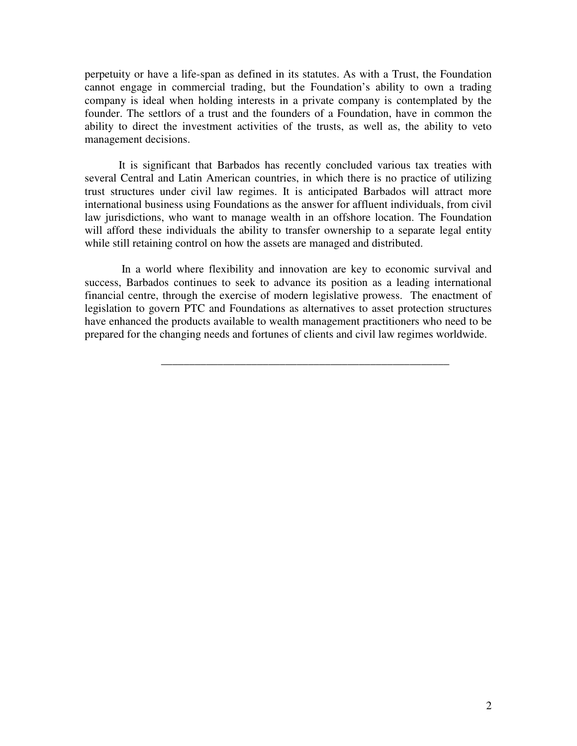perpetuity or have a life-span as defined in its statutes. As with a Trust, the Foundation cannot engage in commercial trading, but the Foundation's ability to own a trading company is ideal when holding interests in a private company is contemplated by the founder. The settlors of a trust and the founders of a Foundation, have in common the ability to direct the investment activities of the trusts, as well as, the ability to veto management decisions.

It is significant that Barbados has recently concluded various tax treaties with several Central and Latin American countries, in which there is no practice of utilizing trust structures under civil law regimes. It is anticipated Barbados will attract more international business using Foundations as the answer for affluent individuals, from civil law jurisdictions, who want to manage wealth in an offshore location. The Foundation will afford these individuals the ability to transfer ownership to a separate legal entity while still retaining control on how the assets are managed and distributed.

In a world where flexibility and innovation are key to economic survival and success, Barbados continues to seek to advance its position as a leading international financial centre, through the exercise of modern legislative prowess. The enactment of legislation to govern PTC and Foundations as alternatives to asset protection structures have enhanced the products available to wealth management practitioners who need to be prepared for the changing needs and fortunes of clients and civil law regimes worldwide.

---